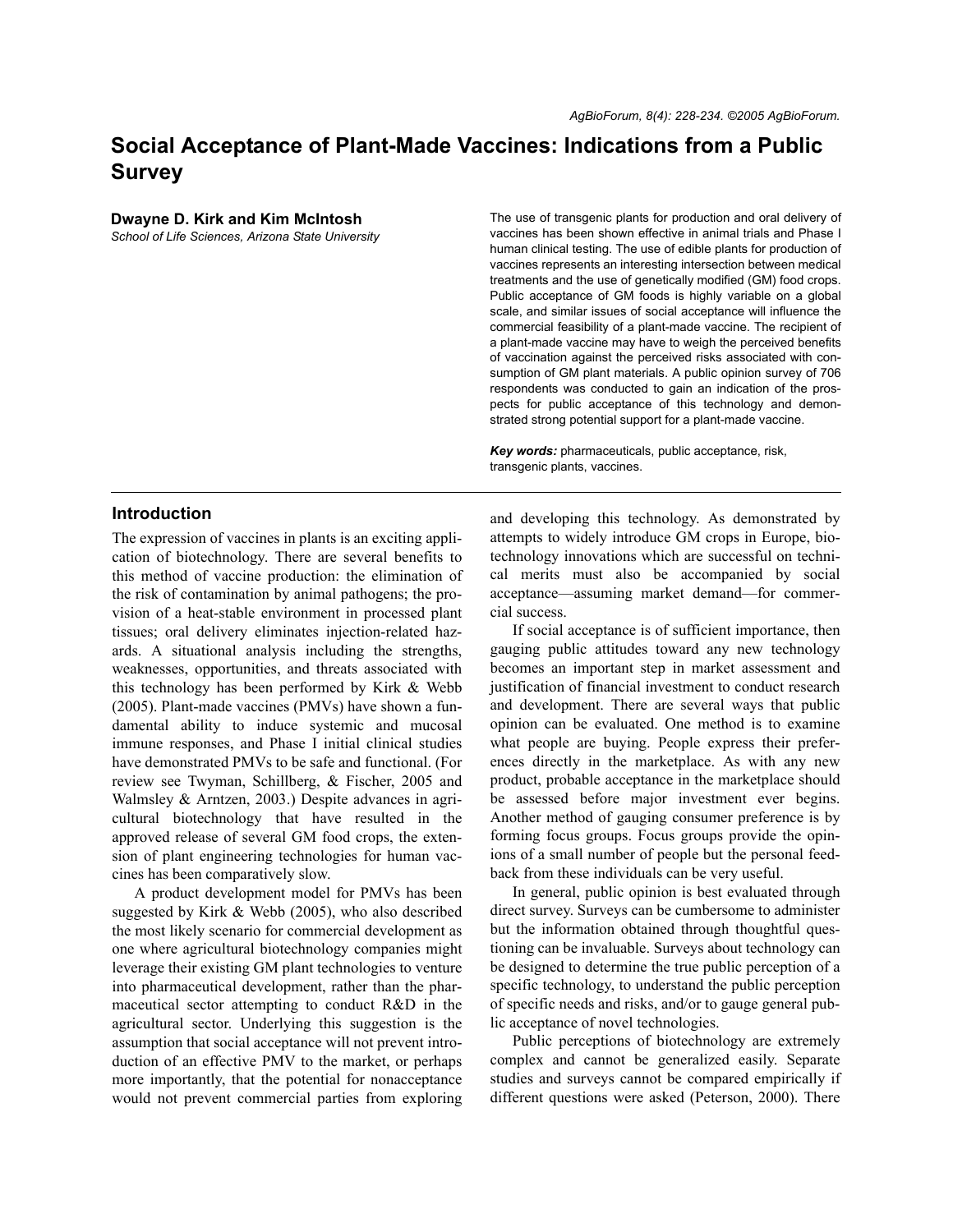# Social Acceptance of Plant-Made Vaccines: Indications from a Public Survey

**Dwayne D. Kirk and Kim McIntosh**
*School of Life Sciences, Arizona State University*

The use of transgenic plants for production and oral delivery of vaccines has been shown effective in animal trials and Phase I human clinical testing. The use of edible plants for production of vaccines represents an interesting intersection between medical treatments and the use of genetically modified (GM) food crops. Public acceptance of GM foods is highly variable on a global scale, and similar issues of social acceptance will influence the commercial feasibility of a plant-made vaccine. The recipient of a plant-made vaccine may have to weigh the perceived benefits of vaccination against the perceived risks associated with consumption of GM plant materials. A public opinion survey of 706 respondents was conducted to gain an indication of the prospects for public acceptance of this technology and demonstrated strong potential support for a plant-made vaccine.

***Key words:*** pharmaceuticals, public acceptance, risk, transgenic plants, vaccines.

## Introduction

The expression of vaccines in plants is an exciting application of biotechnology. There are several benefits to this method of vaccine production: the elimination of the risk of contamination by animal pathogens; the provision of a heat-stable environment in processed plant tissues; oral delivery eliminates injection-related hazards. A situational analysis including the strengths, weaknesses, opportunities, and threats associated with this technology has been performed by Kirk & Webb (2005). Plant-made vaccines (PMVs) have shown a fundamental ability to induce systemic and mucosal immune responses, and Phase I initial clinical studies have demonstrated PMVs to be safe and functional. (For review see Twyman, Schillberg, & Fischer, 2005 and Walmsley & Arntzen, 2003.) Despite advances in agricultural biotechnology that have resulted in the approved release of several GM food crops, the extension of plant engineering technologies for human vaccines has been comparatively slow.

A product development model for PMVs has been suggested by Kirk & Webb (2005), who also described the most likely scenario for commercial development as one where agricultural biotechnology companies might leverage their existing GM plant technologies to venture into pharmaceutical development, rather than the pharmaceutical sector attempting to conduct R&D in the agricultural sector. Underlying this suggestion is the assumption that social acceptance will not prevent introduction of an effective PMV to the market, or perhaps more importantly, that the potential for nonacceptance would not prevent commercial parties from exploring and developing this technology. As demonstrated by attempts to widely introduce GM crops in Europe, biotechnology innovations which are successful on technical merits must also be accompanied by social acceptance—assuming market demand—for commercial success.

If social acceptance is of sufficient importance, then gauging public attitudes toward any new technology becomes an important step in market assessment and justification of financial investment to conduct research and development. There are several ways that public opinion can be evaluated. One method is to examine what people are buying. People express their preferences directly in the marketplace. As with any new product, probable acceptance in the marketplace should be assessed before major investment ever begins. Another method of gauging consumer preference is by forming focus groups. Focus groups provide the opinions of a small number of people but the personal feedback from these individuals can be very useful.

In general, public opinion is best evaluated through direct survey. Surveys can be cumbersome to administer but the information obtained through thoughtful questioning can be invaluable. Surveys about technology can be designed to determine the true public perception of a specific technology, to understand the public perception of specific needs and risks, and/or to gauge general public acceptance of novel technologies.

Public perceptions of biotechnology are extremely complex and cannot be generalized easily. Separate studies and surveys cannot be compared empirically if different questions were asked (Peterson, 2000). There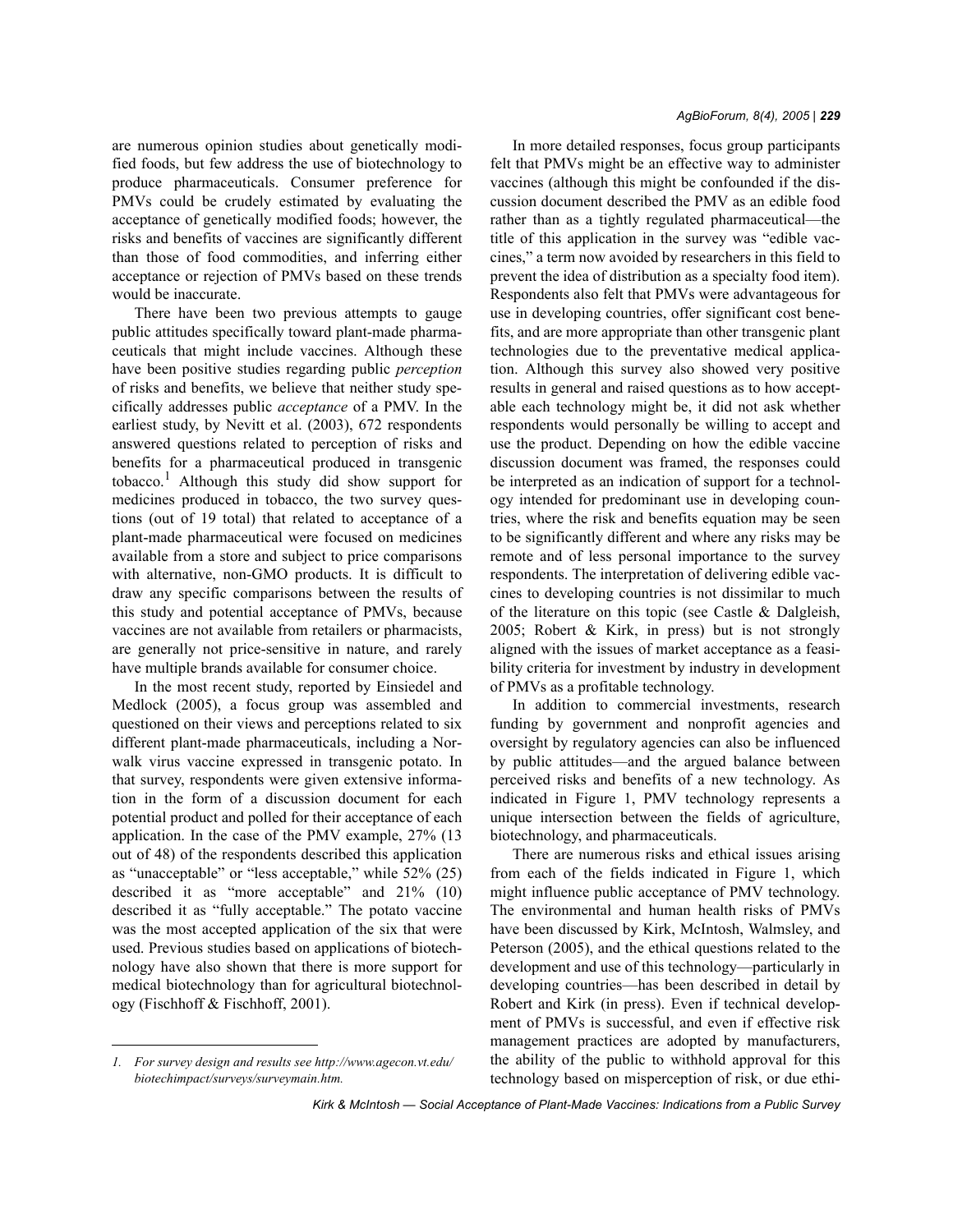are numerous opinion studies about genetically modified foods, but few address the use of biotechnology to produce pharmaceuticals. Consumer preference for PMVs could be crudely estimated by evaluating the acceptance of genetically modified foods; however, the risks and benefits of vaccines are significantly different than those of food commodities, and inferring either acceptance or rejection of PMVs based on these trends would be inaccurate.

There have been two previous attempts to gauge public attitudes specifically toward plant-made pharmaceuticals that might include vaccines. Although these have been positive studies regarding public *perception* of risks and benefits, we believe that neither study specifically addresses public *acceptance* of a PMV. In the earliest study, by Nevitt et al. (2003), 672 respondents answered questions related to perception of risks and benefits for a pharmaceutical produced in transgenic tobacco.[1] Although this study did show support for medicines produced in tobacco, the two survey questions (out of 19 total) that related to acceptance of a plant-made pharmaceutical were focused on medicines available from a store and subject to price comparisons with alternative, non-GMO products. It is difficult to draw any specific comparisons between the results of this study and potential acceptance of PMVs, because vaccines are not available from retailers or pharmacists, are generally not price-sensitive in nature, and rarely have multiple brands available for consumer choice.

In the most recent study, reported by Einsiedel and Medlock (2005), a focus group was assembled and questioned on their views and perceptions related to six different plant-made pharmaceuticals, including a Norwalk virus vaccine expressed in transgenic potato. In that survey, respondents were given extensive information in the form of a discussion document for each potential product and polled for their acceptance of each application. In the case of the PMV example, 27% (13 out of 48) of the respondents described this application as "unacceptable" or "less acceptable," while 52% (25) described it as "more acceptable" and 21% (10) described it as "fully acceptable." The potato vaccine was the most accepted application of the six that were used. Previous studies based on applications of biotechnology have also shown that there is more support for medical biotechnology than for agricultural biotechnology (Fischhoff & Fischhoff, 2001).

In more detailed responses, focus group participants felt that PMVs might be an effective way to administer vaccines (although this might be confounded if the discussion document described the PMV as an edible food rather than as a tightly regulated pharmaceutical—the title of this application in the survey was "edible vaccines," a term now avoided by researchers in this field to prevent the idea of distribution as a specialty food item). Respondents also felt that PMVs were advantageous for use in developing countries, offer significant cost benefits, and are more appropriate than other transgenic plant technologies due to the preventative medical application. Although this survey also showed very positive results in general and raised questions as to how acceptable each technology might be, it did not ask whether respondents would personally be willing to accept and use the product. Depending on how the edible vaccine discussion document was framed, the responses could be interpreted as an indication of support for a technology intended for predominant use in developing countries, where the risk and benefits equation may be seen to be significantly different and where any risks may be remote and of less personal importance to the survey respondents. The interpretation of delivering edible vaccines to developing countries is not dissimilar to much of the literature on this topic (see Castle & Dalgleish, 2005; Robert & Kirk, in press) but is not strongly aligned with the issues of market acceptance as a feasibility criteria for investment by industry in development of PMVs as a profitable technology.

In addition to commercial investments, research funding by government and nonprofit agencies and oversight by regulatory agencies can also be influenced by public attitudes—and the argued balance between perceived risks and benefits of a new technology. As indicated in Figure 1, PMV technology represents a unique intersection between the fields of agriculture, biotechnology, and pharmaceuticals.

There are numerous risks and ethical issues arising from each of the fields indicated in Figure 1, which might influence public acceptance of PMV technology. The environmental and human health risks of PMVs have been discussed by Kirk, McIntosh, Walmsley, and Peterson (2005), and the ethical questions related to the development and use of this technology—particularly in developing countries—has been described in detail by Robert and Kirk (in press). Even if technical development of PMVs is successful, and even if effective risk management practices are adopted by manufacturers, the ability of the public to withhold approval for this technology based on misperception of risk, or due ethi-

1. *For survey design and results see http://www.agecon.vt.edu/biotechimpact/surveys/surveymain.htm.*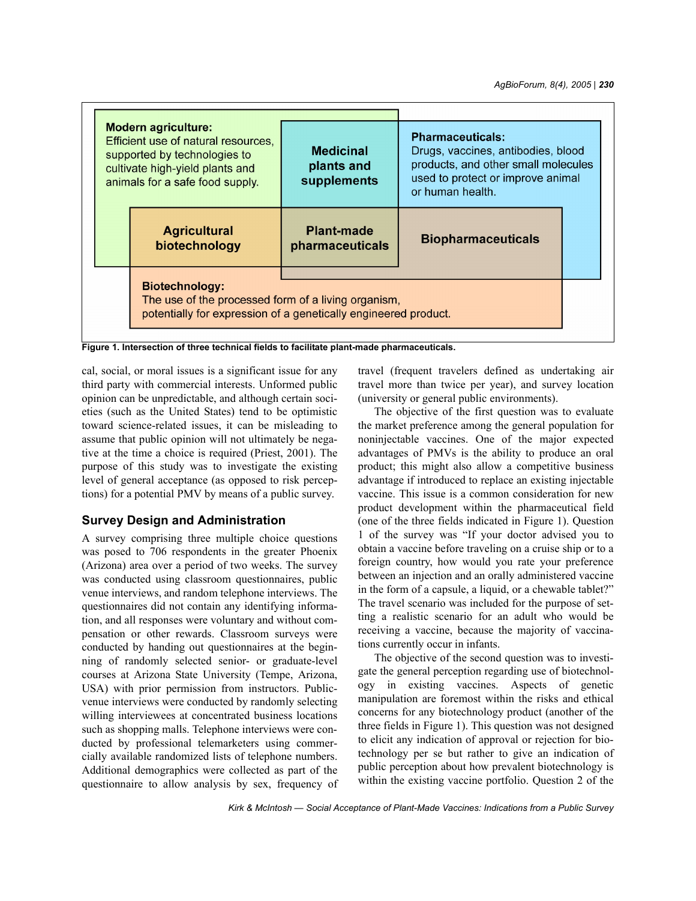**Modern agriculture:** Efficient use of natural resources, supported by technologies to cultivate high-yield plants and animals for a safe food supply.

**Medicinal plants and supplements**

**Pharmaceuticals:** Drugs, vaccines, antibodies, blood products, and other small molecules used to protect or improve animal or human health.

**Agricultural biotechnology**

**Plant-made pharmaceuticals**

**Biopharmaceuticals**

**Biotechnology:** The use of the processed form of a living organism, potentially for expression of a genetically engineered product.

**Figure 1. Intersection of three technical fields to facilitate plant-made pharmaceuticals.**

cal, social, or moral issues is a significant issue for any third party with commercial interests. Unformed public opinion can be unpredictable, and although certain societies (such as the United States) tend to be optimistic toward science-related issues, it can be misleading to assume that public opinion will not ultimately be negative at the time a choice is required (Priest, 2001). The purpose of this study was to investigate the existing level of general acceptance (as opposed to risk perceptions) for a potential PMV by means of a public survey.

## Survey Design and Administration

A survey comprising three multiple choice questions was posed to 706 respondents in the greater Phoenix (Arizona) area over a period of two weeks. The survey was conducted using classroom questionnaires, public venue interviews, and random telephone interviews. The questionnaires did not contain any identifying information, and all responses were voluntary and without compensation or other rewards. Classroom surveys were conducted by handing out questionnaires at the beginning of randomly selected senior- or graduate-level courses at Arizona State University (Tempe, Arizona, USA) with prior permission from instructors. Public-venue interviews were conducted by randomly selecting willing interviewees at concentrated business locations such as shopping malls. Telephone interviews were conducted by professional telemarketers using commercially available randomized lists of telephone numbers. Additional demographics were collected as part of the questionnaire to allow analysis by sex, frequency of travel (frequent travelers defined as undertaking air travel more than twice per year), and survey location (university or general public environments).

The objective of the first question was to evaluate the market preference among the general population for noninjectable vaccines. One of the major expected advantages of PMVs is the ability to produce an oral product; this might also allow a competitive business advantage if introduced to replace an existing injectable vaccine. This issue is a common consideration for new product development within the pharmaceutical field (one of the three fields indicated in Figure 1). Question 1 of the survey was "If your doctor advised you to obtain a vaccine before traveling on a cruise ship or to a foreign country, how would you rate your preference between an injection and an orally administered vaccine in the form of a capsule, a liquid, or a chewable tablet?" The travel scenario was included for the purpose of setting a realistic scenario for an adult who would be receiving a vaccine, because the majority of vaccinations currently occur in infants.

The objective of the second question was to investigate the general perception regarding use of biotechnology in existing vaccines. Aspects of genetic manipulation are foremost within the risks and ethical concerns for any biotechnology product (another of the three fields in Figure 1). This question was not designed to elicit any indication of approval or rejection for biotechnology per se but rather to give an indication of public perception about how prevalent biotechnology is within the existing vaccine portfolio. Question 2 of the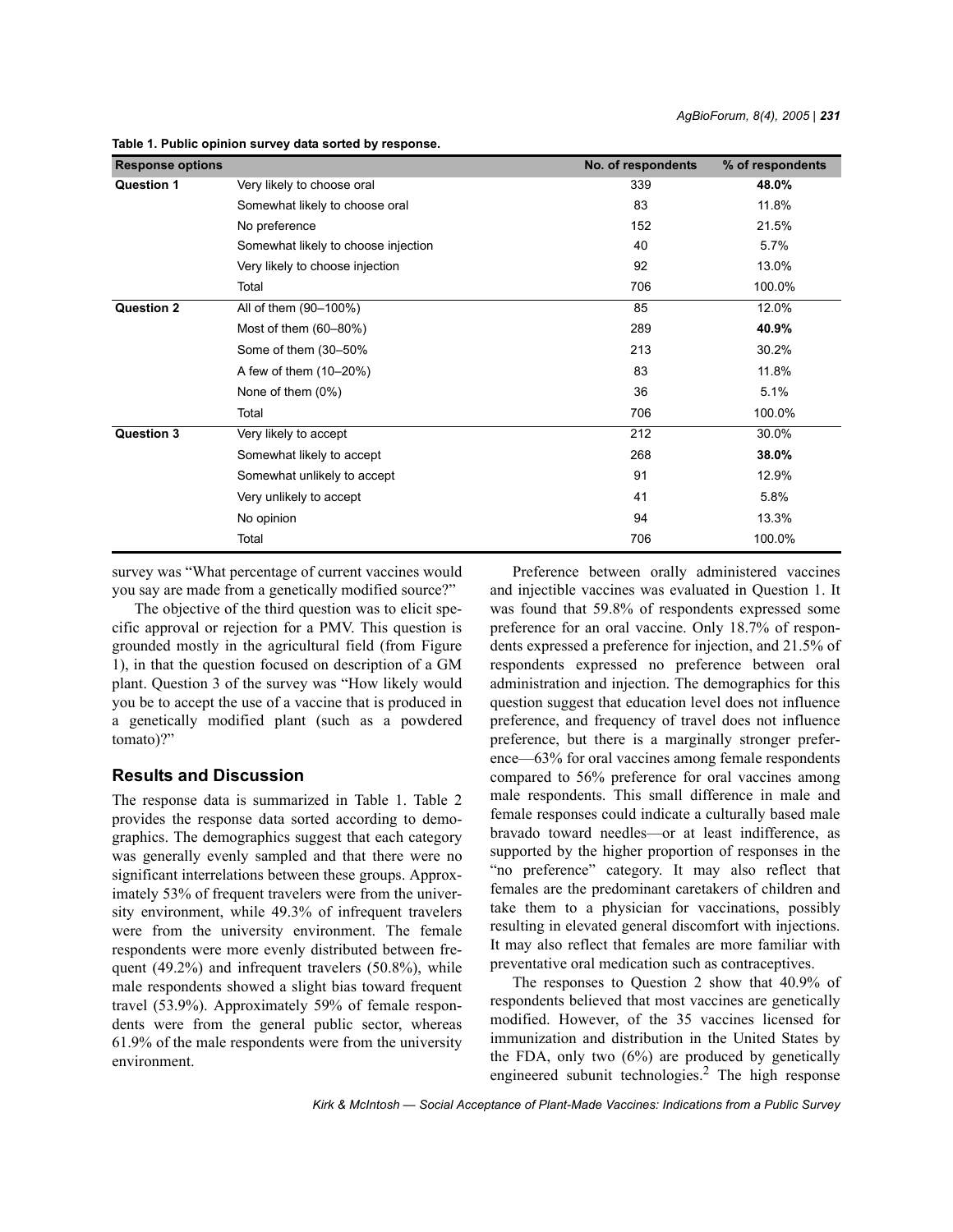**Table 1. Public opinion survey data sorted by response.**

| Response options | | No. of respondents | % of respondents |
|---|---|---|---|
| **Question 1** | Very likely to choose oral | 339 | **48.0%** |
| | Somewhat likely to choose oral | 83 | 11.8% |
| | No preference | 152 | 21.5% |
| | Somewhat likely to choose injection | 40 | 5.7% |
| | Very likely to choose injection | 92 | 13.0% |
| | Total | 706 | 100.0% |
| **Question 2** | All of them (90–100%) | 85 | 12.0% |
| | Most of them (60–80%) | 289 | **40.9%** |
| | Some of them (30–50% | 213 | 30.2% |
| | A few of them (10–20%) | 83 | 11.8% |
| | None of them (0%) | 36 | 5.1% |
| | Total | 706 | 100.0% |
| **Question 3** | Very likely to accept | 212 | 30.0% |
| | Somewhat likely to accept | 268 | **38.0%** |
| | Somewhat unlikely to accept | 91 | 12.9% |
| | Very unlikely to accept | 41 | 5.8% |
| | No opinion | 94 | 13.3% |
| | Total | 706 | 100.0% |

survey was "What percentage of current vaccines would you say are made from a genetically modified source?"

The objective of the third question was to elicit specific approval or rejection for a PMV. This question is grounded mostly in the agricultural field (from Figure 1), in that the question focused on description of a GM plant. Question 3 of the survey was "How likely would you be to accept the use of a vaccine that is produced in a genetically modified plant (such as a powdered tomato)?"

## Results and Discussion

The response data is summarized in Table 1. Table 2 provides the response data sorted according to demographics. The demographics suggest that each category was generally evenly sampled and that there were no significant interrelations between these groups. Approximately 53% of frequent travelers were from the university environment, while 49.3% of infrequent travelers were from the university environment. The female respondents were more evenly distributed between frequent (49.2%) and infrequent travelers (50.8%), while male respondents showed a slight bias toward frequent travel (53.9%). Approximately 59% of female respondents were from the general public sector, whereas 61.9% of the male respondents were from the university environment.

Preference between orally administered vaccines and injectible vaccines was evaluated in Question 1. It was found that 59.8% of respondents expressed some preference for an oral vaccine. Only 18.7% of respondents expressed a preference for injection, and 21.5% of respondents expressed no preference between oral administration and injection. The demographics for this question suggest that education level does not influence preference, and frequency of travel does not influence preference, but there is a marginally stronger preference—63% for oral vaccines among female respondents compared to 56% preference for oral vaccines among male respondents. This small difference in male and female responses could indicate a culturally based male bravado toward needles—or at least indifference, as supported by the higher proportion of responses in the "no preference" category. It may also reflect that females are the predominant caretakers of children and take them to a physician for vaccinations, possibly resulting in elevated general discomfort with injections. It may also reflect that females are more familiar with preventative oral medication such as contraceptives.

The responses to Question 2 show that 40.9% of respondents believed that most vaccines are genetically modified. However, of the 35 vaccines licensed for immunization and distribution in the United States by the FDA, only two (6%) are produced by genetically engineered subunit technologies.[2] The high response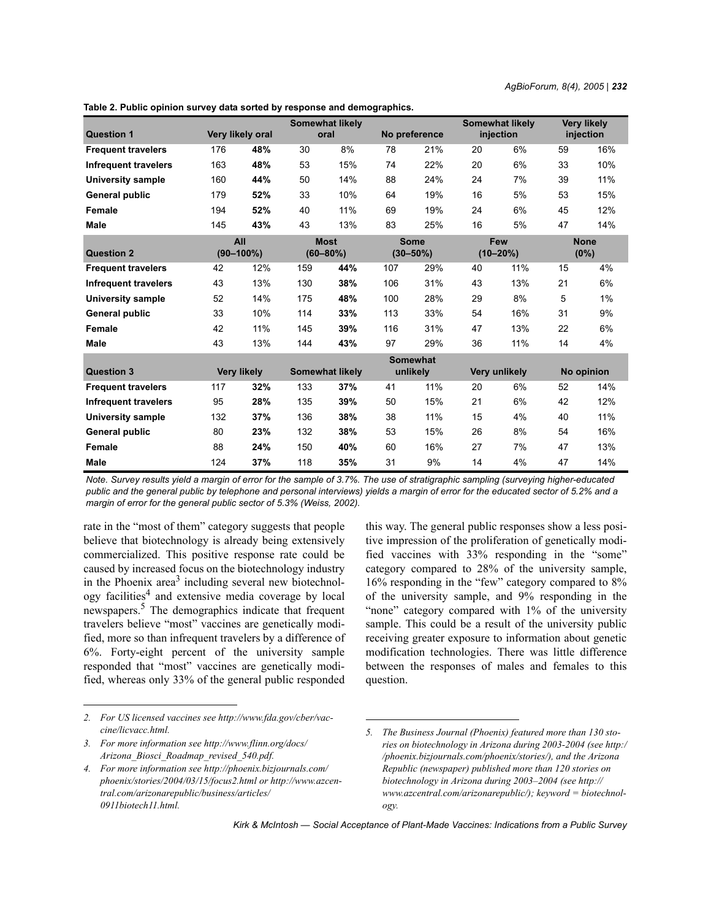**Table 2. Public opinion survey data sorted by response and demographics.**

| Question 1 | Very likely oral | | Somewhat likely oral | | No preference | | Somewhat likely injection | | Very likely injection | |
|---|---|---|---|---|---|---|---|---|---|---|
| **Frequent travelers** | 176 | **48%** | 30 | 8% | 78 | 21% | 20 | 6% | 59 | 16% |
| **Infrequent travelers** | 163 | **48%** | 53 | 15% | 74 | 22% | 20 | 6% | 33 | 10% |
| **University sample** | 160 | **44%** | 50 | 14% | 88 | 24% | 24 | 7% | 39 | 11% |
| **General public** | 179 | **52%** | 33 | 10% | 64 | 19% | 16 | 5% | 53 | 15% |
| **Female** | 194 | **52%** | 40 | 11% | 69 | 19% | 24 | 6% | 45 | 12% |
| **Male** | 145 | **43%** | 43 | 13% | 83 | 25% | 16 | 5% | 47 | 14% |
| **Question 2** | **All (90–100%)** | | **Most (60–80%)** | | **Some (30–50%)** | | **Few (10–20%)** | | **None (0%)** | |
| **Frequent travelers** | 42 | 12% | 159 | **44%** | 107 | 29% | 40 | 11% | 15 | 4% |
| **Infrequent travelers** | 43 | 13% | 130 | **38%** | 106 | 31% | 43 | 13% | 21 | 6% |
| **University sample** | 52 | 14% | 175 | **48%** | 100 | 28% | 29 | 8% | 5 | 1% |
| **General public** | 33 | 10% | 114 | **33%** | 113 | 33% | 54 | 16% | 31 | 9% |
| **Female** | 42 | 11% | 145 | **39%** | 116 | 31% | 47 | 13% | 22 | 6% |
| **Male** | 43 | 13% | 144 | **43%** | 97 | 29% | 36 | 11% | 14 | 4% |
| **Question 3** | **Very likely** | | **Somewhat likely** | | **Somewhat unlikely** | | **Very unlikely** | | **No opinion** | |
| **Frequent travelers** | 117 | **32%** | 133 | **37%** | 41 | 11% | 20 | 6% | 52 | 14% |
| **Infrequent travelers** | 95 | **28%** | 135 | **39%** | 50 | 15% | 21 | 6% | 42 | 12% |
| **University sample** | 132 | **37%** | 136 | **38%** | 38 | 11% | 15 | 4% | 40 | 11% |
| **General public** | 80 | **23%** | 132 | **38%** | 53 | 15% | 26 | 8% | 54 | 16% |
| **Female** | 88 | **24%** | 150 | **40%** | 60 | 16% | 27 | 7% | 47 | 13% |
| **Male** | 124 | **37%** | 118 | **35%** | 31 | 9% | 14 | 4% | 47 | 14% |

*Note. Survey results yield a margin of error for the sample of 3.7%. The use of stratigraphic sampling (surveying higher-educated public and the general public by telephone and personal interviews) yields a margin of error for the educated sector of 5.2% and a margin of error for the general public sector of 5.3% (Weiss, 2002).*

rate in the "most of them" category suggests that people believe that biotechnology is already being extensively commercialized. This positive response rate could be caused by increased focus on the biotechnology industry in the Phoenix area[3] including several new biotechnology facilities[4] and extensive media coverage by local newspapers.[5] The demographics indicate that frequent travelers believe "most" vaccines are genetically modified, more so than infrequent travelers by a difference of 6%. Forty-eight percent of the university sample responded that "most" vaccines are genetically modified, whereas only 33% of the general public responded this way. The general public responses show a less positive impression of the proliferation of genetically modified vaccines with 33% responding in the "some" category compared to 28% of the university sample, 16% responding in the "few" category compared to 8% of the university sample, and 9% responding in the "none" category compared with 1% of the university sample. This could be a result of the university public receiving greater exposure to information about genetic modification technologies. There was little difference between the responses of males and females to this question.

---

*2. For US licensed vaccines see http://www.fda.gov/cber/vaccine/licvacc.html.*

*3. For more information see http://www.flinn.org/docs/Arizona_Biosci_Roadmap_revised_540.pdf.*

*4. For more information see http://phoenix.bizjournals.com/phoenix/stories/2004/03/15/focus2.html or http://www.azcentral.com/arizonarepublic/business/articles/0911biotech11.html.*

*5. The Business Journal (Phoenix) featured more than 130 stories on biotechnology in Arizona during 2003-2004 (see http://phoenix.bizjournals.com/phoenix/stories/), and the Arizona Republic (newspaper) published more than 120 stories on biotechnology in Arizona during 2003–2004 (see http://www.azcentral.com/arizonarepublic/); keyword = biotechnology.*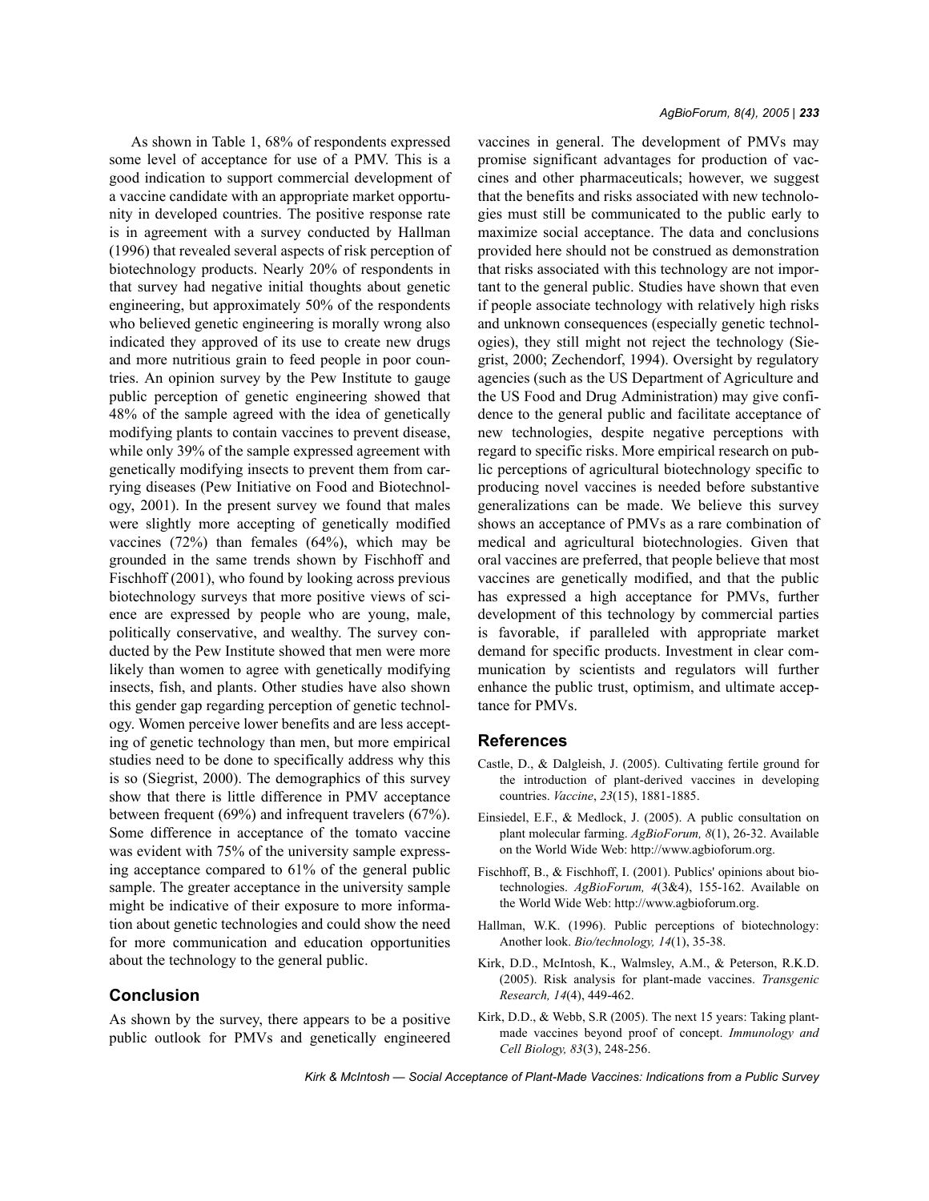As shown in Table 1, 68% of respondents expressed some level of acceptance for use of a PMV. This is a good indication to support commercial development of a vaccine candidate with an appropriate market opportunity in developed countries. The positive response rate is in agreement with a survey conducted by Hallman (1996) that revealed several aspects of risk perception of biotechnology products. Nearly 20% of respondents in that survey had negative initial thoughts about genetic engineering, but approximately 50% of the respondents who believed genetic engineering is morally wrong also indicated they approved of its use to create new drugs and more nutritious grain to feed people in poor countries. An opinion survey by the Pew Institute to gauge public perception of genetic engineering showed that 48% of the sample agreed with the idea of genetically modifying plants to contain vaccines to prevent disease, while only 39% of the sample expressed agreement with genetically modifying insects to prevent them from carrying diseases (Pew Initiative on Food and Biotechnology, 2001). In the present survey we found that males were slightly more accepting of genetically modified vaccines (72%) than females (64%), which may be grounded in the same trends shown by Fischhoff and Fischhoff (2001), who found by looking across previous biotechnology surveys that more positive views of science are expressed by people who are young, male, politically conservative, and wealthy. The survey conducted by the Pew Institute showed that men were more likely than women to agree with genetically modifying insects, fish, and plants. Other studies have also shown this gender gap regarding perception of genetic technology. Women perceive lower benefits and are less accepting of genetic technology than men, but more empirical studies need to be done to specifically address why this is so (Siegrist, 2000). The demographics of this survey show that there is little difference in PMV acceptance between frequent (69%) and infrequent travelers (67%). Some difference in acceptance of the tomato vaccine was evident with 75% of the university sample expressing acceptance compared to 61% of the general public sample. The greater acceptance in the university sample might be indicative of their exposure to more information about genetic technologies and could show the need for more communication and education opportunities about the technology to the general public.

## Conclusion

As shown by the survey, there appears to be a positive public outlook for PMVs and genetically engineered vaccines in general. The development of PMVs may promise significant advantages for production of vaccines and other pharmaceuticals; however, we suggest that the benefits and risks associated with new technologies must still be communicated to the public early to maximize social acceptance. The data and conclusions provided here should not be construed as demonstration that risks associated with this technology are not important to the general public. Studies have shown that even if people associate technology with relatively high risks and unknown consequences (especially genetic technologies), they still might not reject the technology (Siegrist, 2000; Zechendorf, 1994). Oversight by regulatory agencies (such as the US Department of Agriculture and the US Food and Drug Administration) may give confidence to the general public and facilitate acceptance of new technologies, despite negative perceptions with regard to specific risks. More empirical research on public perceptions of agricultural biotechnology specific to producing novel vaccines is needed before substantive generalizations can be made. We believe this survey shows an acceptance of PMVs as a rare combination of medical and agricultural biotechnologies. Given that oral vaccines are preferred, that people believe that most vaccines are genetically modified, and that the public has expressed a high acceptance for PMVs, further development of this technology by commercial parties is favorable, if paralleled with appropriate market demand for specific products. Investment in clear communication by scientists and regulators will further enhance the public trust, optimism, and ultimate acceptance for PMVs.

## References

Castle, D., & Dalgleish, J. (2005). Cultivating fertile ground for the introduction of plant-derived vaccines in developing countries. *Vaccine*, *23*(15), 1881-1885.

Einsiedel, E.F., & Medlock, J. (2005). A public consultation on plant molecular farming. *AgBioForum, 8*(1), 26-32. Available on the World Wide Web: http://www.agbioforum.org.

Fischhoff, B., & Fischhoff, I. (2001). Publics' opinions about biotechnologies. *AgBioForum, 4*(3&4), 155-162. Available on the World Wide Web: http://www.agbioforum.org.

Hallman, W.K. (1996). Public perceptions of biotechnology: Another look. *Bio/technology, 14*(1), 35-38.

Kirk, D.D., McIntosh, K., Walmsley, A.M., & Peterson, R.K.D. (2005). Risk analysis for plant-made vaccines. *Transgenic Research, 14*(4), 449-462.

Kirk, D.D., & Webb, S.R (2005). The next 15 years: Taking plant-made vaccines beyond proof of concept. *Immunology and Cell Biology, 83*(3), 248-256.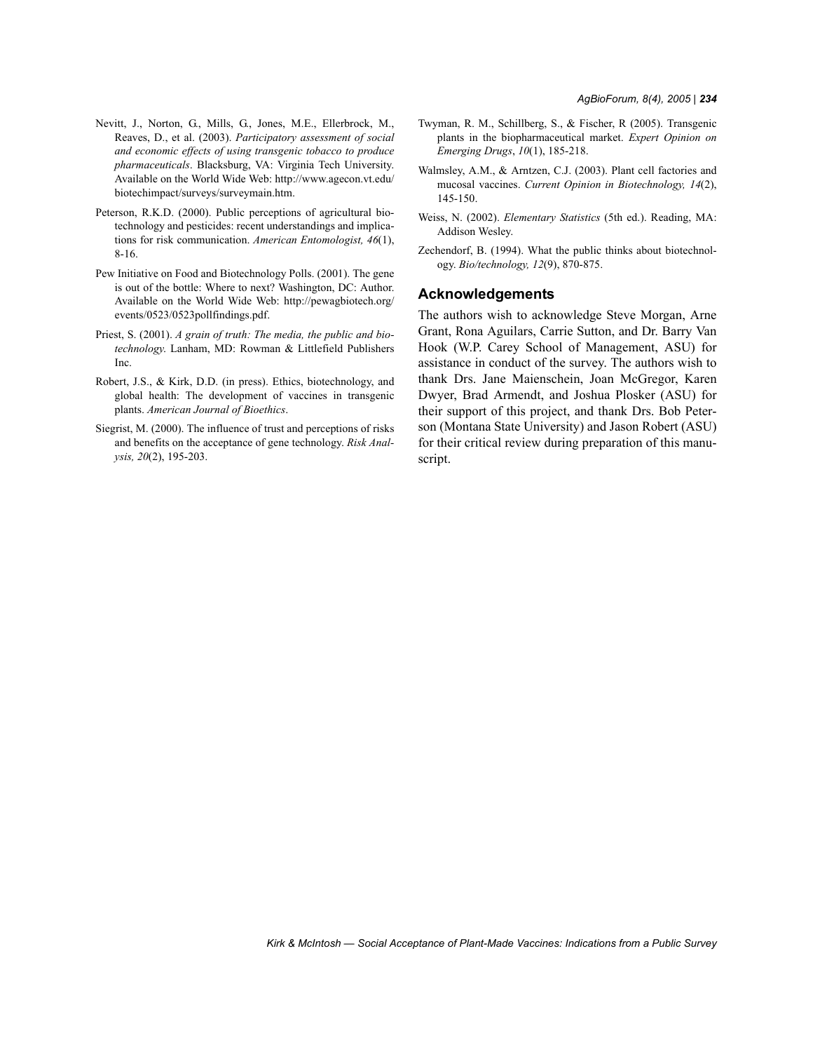Nevitt, J., Norton, G., Mills, G., Jones, M.E., Ellerbrock, M., Reaves, D., et al. (2003). *Participatory assessment of social and economic effects of using transgenic tobacco to produce pharmaceuticals*. Blacksburg, VA: Virginia Tech University. Available on the World Wide Web: http://www.agecon.vt.edu/biotechimpact/surveys/surveymain.htm.

Peterson, R.K.D. (2000). Public perceptions of agricultural biotechnology and pesticides: recent understandings and implications for risk communication. *American Entomologist, 46*(1), 8-16.

Pew Initiative on Food and Biotechnology Polls. (2001). The gene is out of the bottle: Where to next? Washington, DC: Author. Available on the World Wide Web: http://pewagbiotech.org/events/0523/0523pollfindings.pdf.

Priest, S. (2001). *A grain of truth: The media, the public and biotechnology.* Lanham, MD: Rowman & Littlefield Publishers Inc.

Robert, J.S., & Kirk, D.D. (in press). Ethics, biotechnology, and global health: The development of vaccines in transgenic plants. *American Journal of Bioethics*.

Siegrist, M. (2000). The influence of trust and perceptions of risks and benefits on the acceptance of gene technology. *Risk Analysis, 20*(2), 195-203.

Twyman, R. M., Schillberg, S., & Fischer, R (2005). Transgenic plants in the biopharmaceutical market. *Expert Opinion on Emerging Drugs*, *10*(1), 185-218.

Walmsley, A.M., & Arntzen, C.J. (2003). Plant cell factories and mucosal vaccines. *Current Opinion in Biotechnology, 14*(2), 145-150.

Weiss, N. (2002). *Elementary Statistics* (5th ed.). Reading, MA: Addison Wesley.

Zechendorf, B. (1994). What the public thinks about biotechnology. *Bio/technology, 12*(9), 870-875.

## Acknowledgements

The authors wish to acknowledge Steve Morgan, Arne Grant, Rona Aguilars, Carrie Sutton, and Dr. Barry Van Hook (W.P. Carey School of Management, ASU) for assistance in conduct of the survey. The authors wish to thank Drs. Jane Maienschein, Joan McGregor, Karen Dwyer, Brad Armendt, and Joshua Plosker (ASU) for their support of this project, and thank Drs. Bob Peterson (Montana State University) and Jason Robert (ASU) for their critical review during preparation of this manuscript.